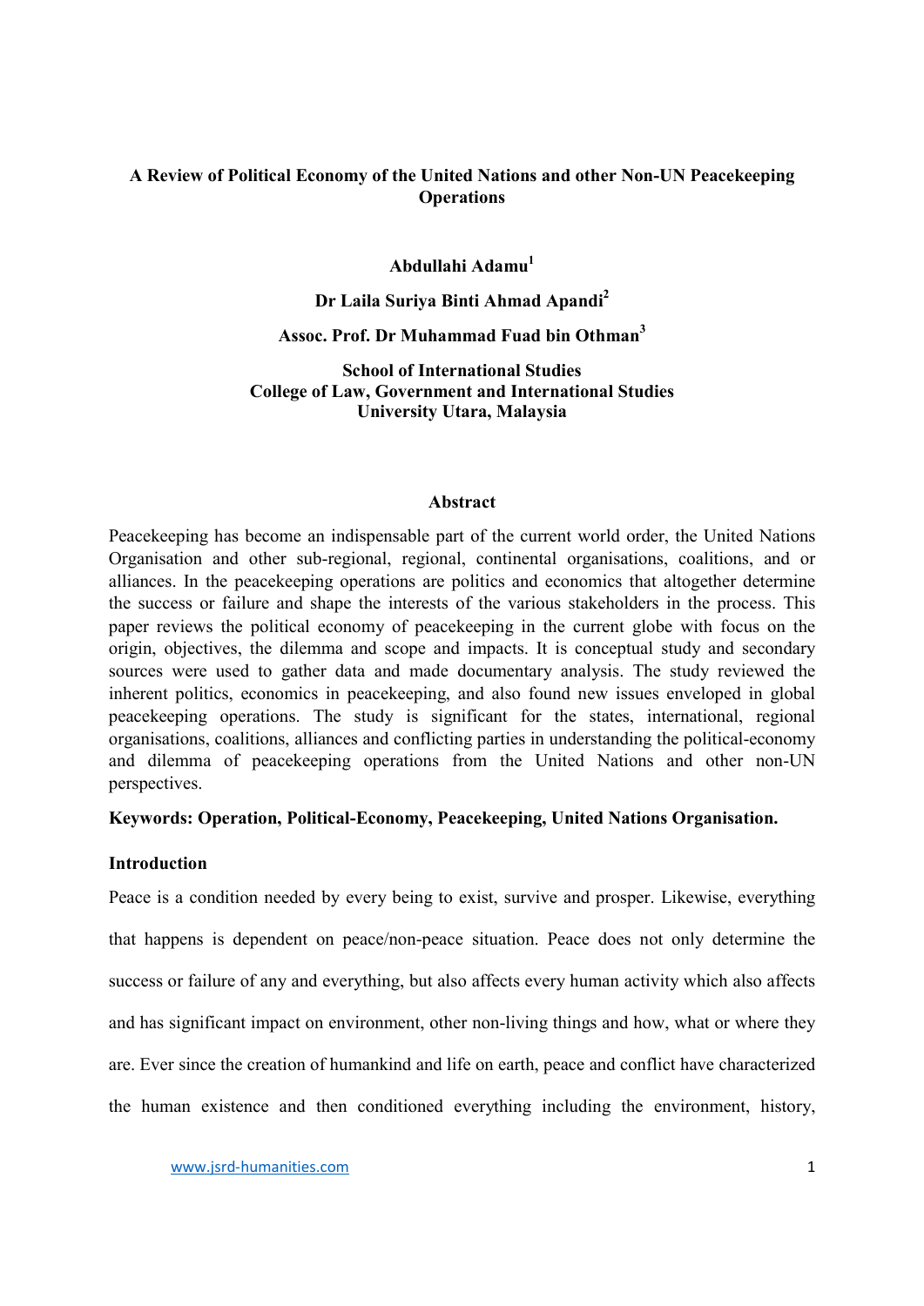# A Review of Political Economy of the United Nations and other Non-UN Peacekeeping Operations

**Abdullahi Adamu[1]**

**Dr Laila Suriya Binti Ahmad Apandi[2]**

**Assoc. Prof. Dr Muhammad Fuad bin Othman[3]**

**School of International Studies**
**College of Law, Government and International Studies**
**University Utara, Malaysia**

## Abstract

Peacekeeping has become an indispensable part of the current world order, the United Nations Organisation and other sub-regional, regional, continental organisations, coalitions, and or alliances. In the peacekeeping operations are politics and economics that altogether determine the success or failure and shape the interests of the various stakeholders in the process. This paper reviews the political economy of peacekeeping in the current globe with focus on the origin, objectives, the dilemma and scope and impacts. It is conceptual study and secondary sources were used to gather data and made documentary analysis. The study reviewed the inherent politics, economics in peacekeeping, and also found new issues enveloped in global peacekeeping operations. The study is significant for the states, international, regional organisations, coalitions, alliances and conflicting parties in understanding the political-economy and dilemma of peacekeeping operations from the United Nations and other non-UN perspectives.

**Keywords: Operation, Political-Economy, Peacekeeping, United Nations Organisation.**

## Introduction

Peace is a condition needed by every being to exist, survive and prosper. Likewise, everything that happens is dependent on peace/non-peace situation. Peace does not only determine the success or failure of any and everything, but also affects every human activity which also affects and has significant impact on environment, other non-living things and how, what or where they are. Ever since the creation of humankind and life on earth, peace and conflict have characterized the human existence and then conditioned everything including the environment, history,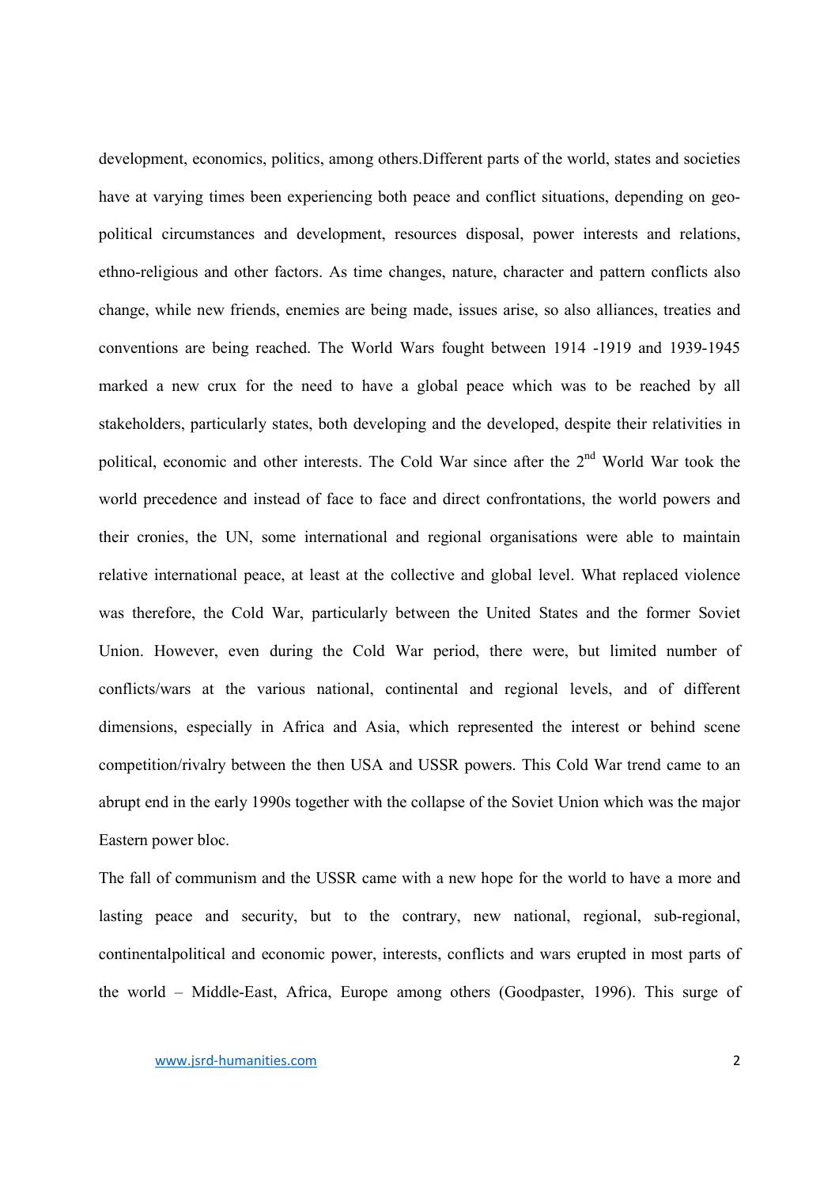development, economics, politics, among others.Different parts of the world, states and societies have at varying times been experiencing both peace and conflict situations, depending on geo-political circumstances and development, resources disposal, power interests and relations, ethno-religious and other factors. As time changes, nature, character and pattern conflicts also change, while new friends, enemies are being made, issues arise, so also alliances, treaties and conventions are being reached. The World Wars fought between 1914 -1919 and 1939-1945 marked a new crux for the need to have a global peace which was to be reached by all stakeholders, particularly states, both developing and the developed, despite their relativities in political, economic and other interests. The Cold War since after the 2nd World War took the world precedence and instead of face to face and direct confrontations, the world powers and their cronies, the UN, some international and regional organisations were able to maintain relative international peace, at least at the collective and global level. What replaced violence was therefore, the Cold War, particularly between the United States and the former Soviet Union. However, even during the Cold War period, there were, but limited number of conflicts/wars at the various national, continental and regional levels, and of different dimensions, especially in Africa and Asia, which represented the interest or behind scene competition/rivalry between the then USA and USSR powers. This Cold War trend came to an abrupt end in the early 1990s together with the collapse of the Soviet Union which was the major Eastern power bloc.

The fall of communism and the USSR came with a new hope for the world to have a more and lasting peace and security, but to the contrary, new national, regional, sub-regional, continentalpolitical and economic power, interests, conflicts and wars erupted in most parts of the world – Middle-East, Africa, Europe among others (Goodpaster, 1996). This surge of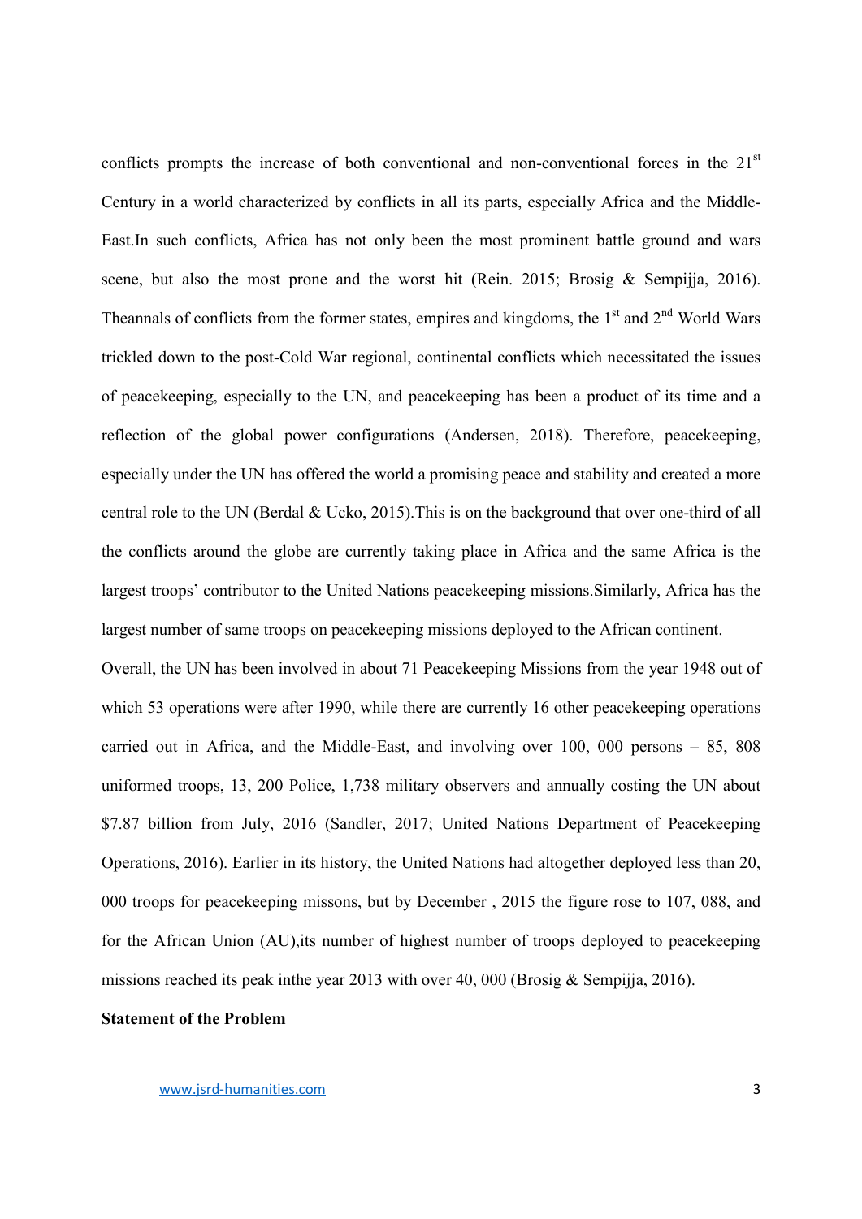conflicts prompts the increase of both conventional and non-conventional forces in the 21st Century in a world characterized by conflicts in all its parts, especially Africa and the Middle-East.In such conflicts, Africa has not only been the most prominent battle ground and wars scene, but also the most prone and the worst hit (Rein. 2015; Brosig & Sempijja, 2016). Theannals of conflicts from the former states, empires and kingdoms, the 1st and 2nd World Wars trickled down to the post-Cold War regional, continental conflicts which necessitated the issues of peacekeeping, especially to the UN, and peacekeeping has been a product of its time and a reflection of the global power configurations (Andersen, 2018). Therefore, peacekeeping, especially under the UN has offered the world a promising peace and stability and created a more central role to the UN (Berdal & Ucko, 2015).This is on the background that over one-third of all the conflicts around the globe are currently taking place in Africa and the same Africa is the largest troops' contributor to the United Nations peacekeeping missions.Similarly, Africa has the largest number of same troops on peacekeeping missions deployed to the African continent.

Overall, the UN has been involved in about 71 Peacekeeping Missions from the year 1948 out of which 53 operations were after 1990, while there are currently 16 other peacekeeping operations carried out in Africa, and the Middle-East, and involving over 100, 000 persons – 85, 808 uniformed troops, 13, 200 Police, 1,738 military observers and annually costing the UN about $7.87 billion from July, 2016 (Sandler, 2017; United Nations Department of Peacekeeping Operations, 2016). Earlier in its history, the United Nations had altogether deployed less than 20, 000 troops for peacekeeping missons, but by December , 2015 the figure rose to 107, 088, and for the African Union (AU),its number of highest number of troops deployed to peacekeeping missions reached its peak inthe year 2013 with over 40, 000 (Brosig & Sempijja, 2016).

**Statement of the Problem**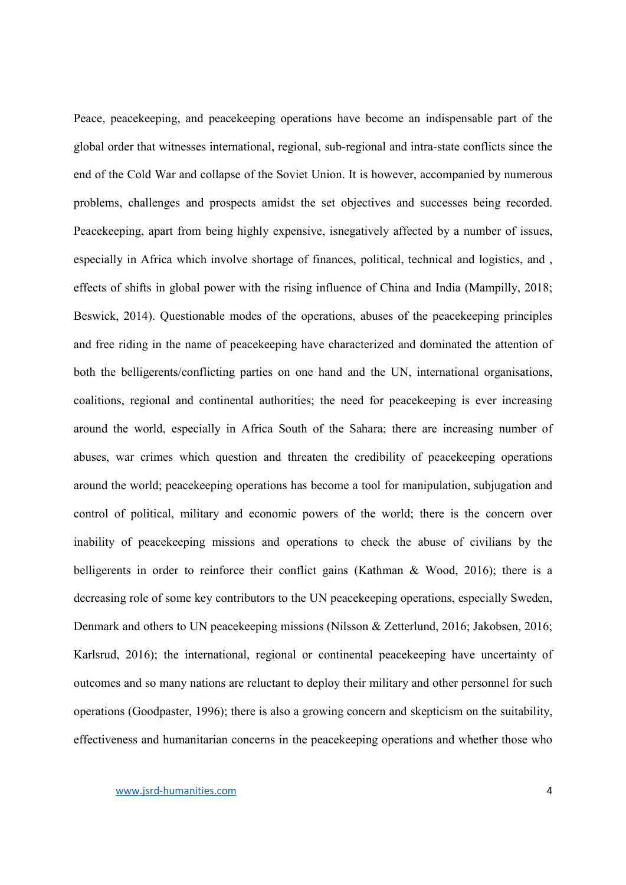Peace, peacekeeping, and peacekeeping operations have become an indispensable part of the global order that witnesses international, regional, sub-regional and intra-state conflicts since the end of the Cold War and collapse of the Soviet Union. It is however, accompanied by numerous problems, challenges and prospects amidst the set objectives and successes being recorded. Peacekeeping, apart from being highly expensive, isnegatively affected by a number of issues, especially in Africa which involve shortage of finances, political, technical and logistics, and , effects of shifts in global power with the rising influence of China and India (Mampilly, 2018; Beswick, 2014). Questionable modes of the operations, abuses of the peacekeeping principles and free riding in the name of peacekeeping have characterized and dominated the attention of both the belligerents/conflicting parties on one hand and the UN, international organisations, coalitions, regional and continental authorities; the need for peacekeeping is ever increasing around the world, especially in Africa South of the Sahara; there are increasing number of abuses, war crimes which question and threaten the credibility of peacekeeping operations around the world; peacekeeping operations has become a tool for manipulation, subjugation and control of political, military and economic powers of the world; there is the concern over inability of peacekeeping missions and operations to check the abuse of civilians by the belligerents in order to reinforce their conflict gains (Kathman & Wood, 2016); there is a decreasing role of some key contributors to the UN peacekeeping operations, especially Sweden, Denmark and others to UN peacekeeping missions (Nilsson & Zetterlund, 2016; Jakobsen, 2016; Karlsrud, 2016); the international, regional or continental peacekeeping have uncertainty of outcomes and so many nations are reluctant to deploy their military and other personnel for such operations (Goodpaster, 1996); there is also a growing concern and skepticism on the suitability, effectiveness and humanitarian concerns in the peacekeeping operations and whether those who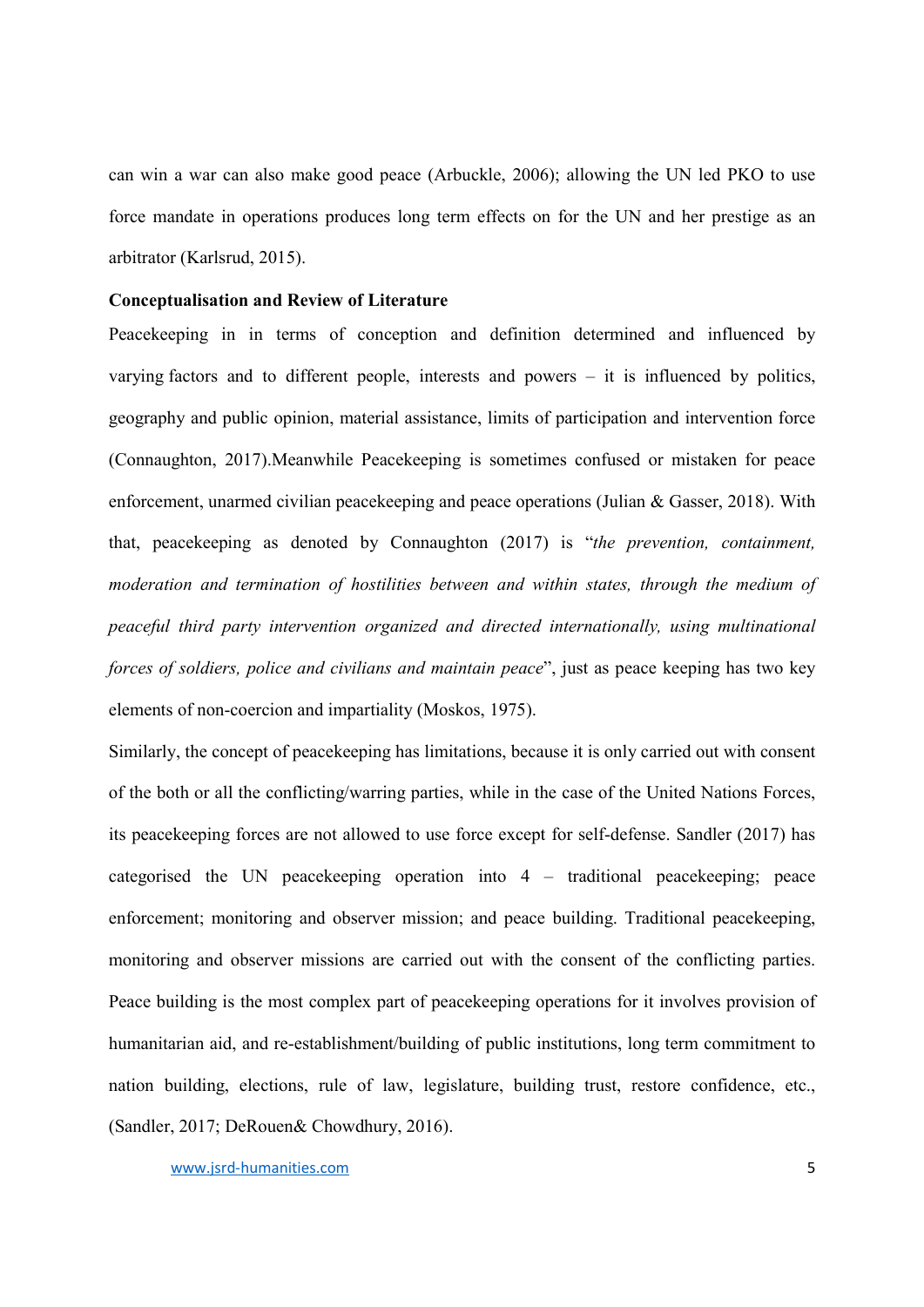can win a war can also make good peace (Arbuckle, 2006); allowing the UN led PKO to use force mandate in operations produces long term effects on for the UN and her prestige as an arbitrator (Karlsrud, 2015).

**Conceptualisation and Review of Literature**

Peacekeeping in in terms of conception and definition determined and influenced by varying factors and to different people, interests and powers – it is influenced by politics, geography and public opinion, material assistance, limits of participation and intervention force (Connaughton, 2017).Meanwhile Peacekeeping is sometimes confused or mistaken for peace enforcement, unarmed civilian peacekeeping and peace operations (Julian & Gasser, 2018). With that, peacekeeping as denoted by Connaughton (2017) is "*the prevention, containment, moderation and termination of hostilities between and within states, through the medium of peaceful third party intervention organized and directed internationally, using multinational forces of soldiers, police and civilians and maintain peace*", just as peace keeping has two key elements of non-coercion and impartiality (Moskos, 1975).

Similarly, the concept of peacekeeping has limitations, because it is only carried out with consent of the both or all the conflicting/warring parties, while in the case of the United Nations Forces, its peacekeeping forces are not allowed to use force except for self-defense. Sandler (2017) has categorised the UN peacekeeping operation into 4 – traditional peacekeeping; peace enforcement; monitoring and observer mission; and peace building. Traditional peacekeeping, monitoring and observer missions are carried out with the consent of the conflicting parties. Peace building is the most complex part of peacekeeping operations for it involves provision of humanitarian aid, and re-establishment/building of public institutions, long term commitment to nation building, elections, rule of law, legislature, building trust, restore confidence, etc., (Sandler, 2017; DeRouen& Chowdhury, 2016).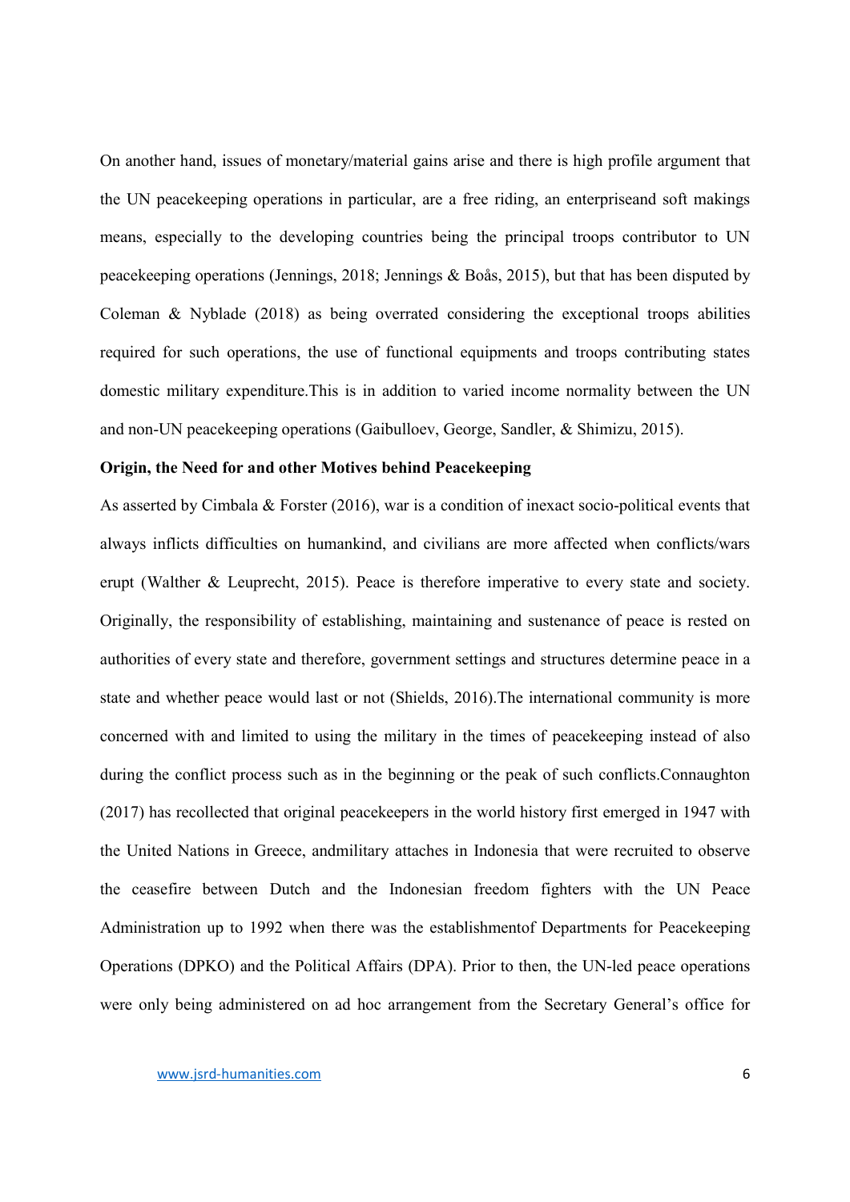On another hand, issues of monetary/material gains arise and there is high profile argument that the UN peacekeeping operations in particular, are a free riding, an enterpriseand soft makings means, especially to the developing countries being the principal troops contributor to UN peacekeeping operations (Jennings, 2018; Jennings & Boås, 2015), but that has been disputed by Coleman & Nyblade (2018) as being overrated considering the exceptional troops abilities required for such operations, the use of functional equipments and troops contributing states domestic military expenditure.This is in addition to varied income normality between the UN and non-UN peacekeeping operations (Gaibulloev, George, Sandler, & Shimizu, 2015).

**Origin, the Need for and other Motives behind Peacekeeping**

As asserted by Cimbala & Forster (2016), war is a condition of inexact socio-political events that always inflicts difficulties on humankind, and civilians are more affected when conflicts/wars erupt (Walther & Leuprecht, 2015). Peace is therefore imperative to every state and society. Originally, the responsibility of establishing, maintaining and sustenance of peace is rested on authorities of every state and therefore, government settings and structures determine peace in a state and whether peace would last or not (Shields, 2016).The international community is more concerned with and limited to using the military in the times of peacekeeping instead of also during the conflict process such as in the beginning or the peak of such conflicts.Connaughton (2017) has recollected that original peacekeepers in the world history first emerged in 1947 with the United Nations in Greece, andmilitary attaches in Indonesia that were recruited to observe the ceasefire between Dutch and the Indonesian freedom fighters with the UN Peace Administration up to 1992 when there was the establishmentof Departments for Peacekeeping Operations (DPKO) and the Political Affairs (DPA). Prior to then, the UN-led peace operations were only being administered on ad hoc arrangement from the Secretary General's office for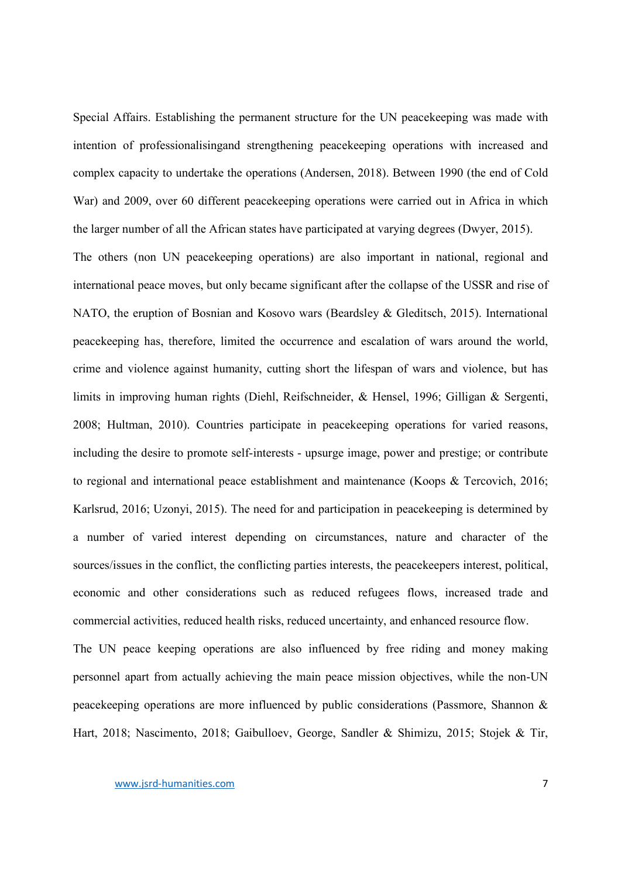Special Affairs. Establishing the permanent structure for the UN peacekeeping was made with intention of professionalisingand strengthening peacekeeping operations with increased and complex capacity to undertake the operations (Andersen, 2018). Between 1990 (the end of Cold War) and 2009, over 60 different peacekeeping operations were carried out in Africa in which the larger number of all the African states have participated at varying degrees (Dwyer, 2015).

The others (non UN peacekeeping operations) are also important in national, regional and international peace moves, but only became significant after the collapse of the USSR and rise of NATO, the eruption of Bosnian and Kosovo wars (Beardsley & Gleditsch, 2015). International peacekeeping has, therefore, limited the occurrence and escalation of wars around the world, crime and violence against humanity, cutting short the lifespan of wars and violence, but has limits in improving human rights (Diehl, Reifschneider, & Hensel, 1996; Gilligan & Sergenti, 2008; Hultman, 2010). Countries participate in peacekeeping operations for varied reasons, including the desire to promote self-interests - upsurge image, power and prestige; or contribute to regional and international peace establishment and maintenance (Koops & Tercovich, 2016; Karlsrud, 2016; Uzonyi, 2015). The need for and participation in peacekeeping is determined by a number of varied interest depending on circumstances, nature and character of the sources/issues in the conflict, the conflicting parties interests, the peacekeepers interest, political, economic and other considerations such as reduced refugees flows, increased trade and commercial activities, reduced health risks, reduced uncertainty, and enhanced resource flow.

The UN peace keeping operations are also influenced by free riding and money making personnel apart from actually achieving the main peace mission objectives, while the non-UN peacekeeping operations are more influenced by public considerations (Passmore, Shannon & Hart, 2018; Nascimento, 2018; Gaibulloev, George, Sandler & Shimizu, 2015; Stojek & Tir,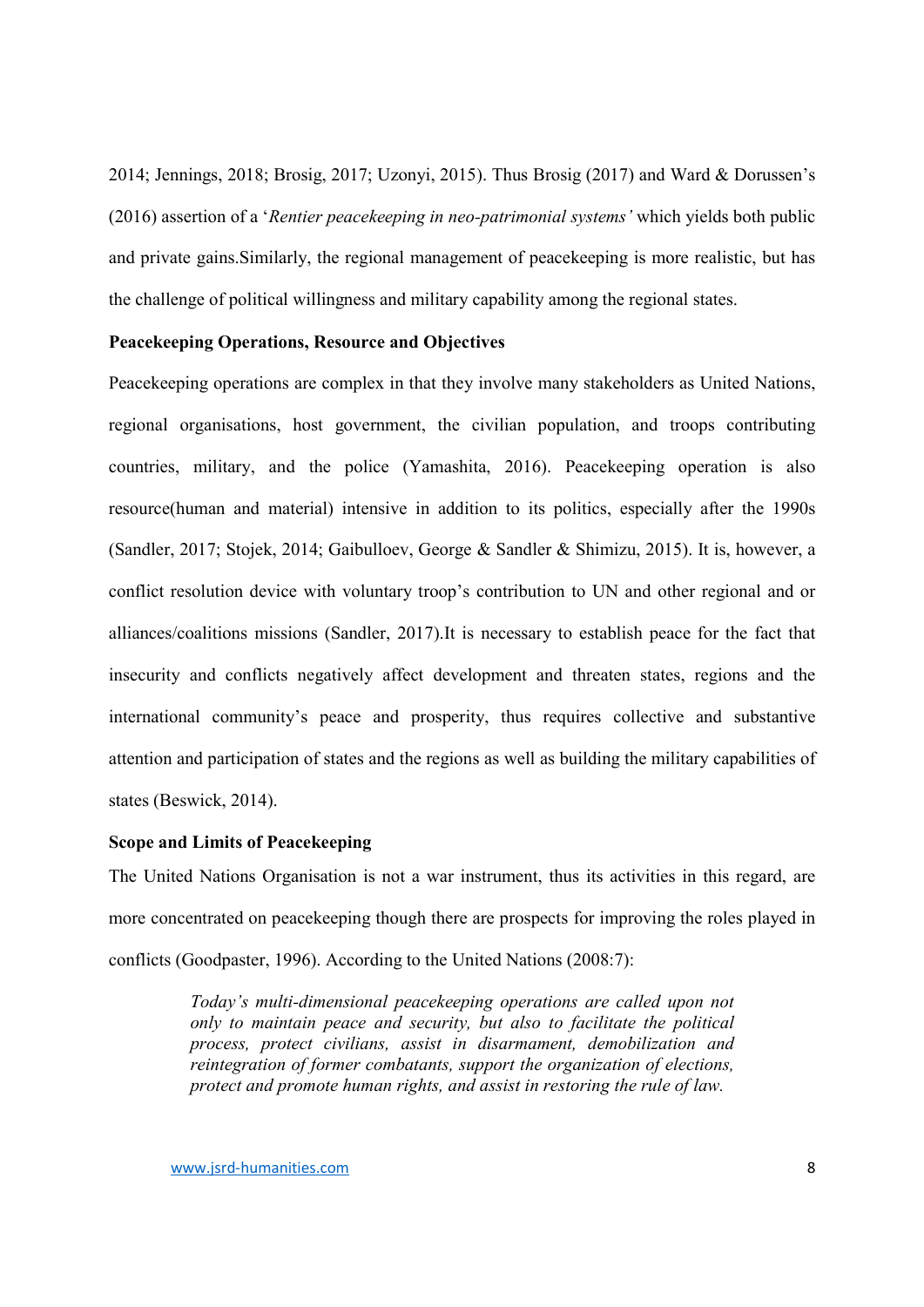2014; Jennings, 2018; Brosig, 2017; Uzonyi, 2015). Thus Brosig (2017) and Ward & Dorussen's (2016) assertion of a '*Rentier peacekeeping in neo-patrimonial systems'* which yields both public and private gains.Similarly, the regional management of peacekeeping is more realistic, but has the challenge of political willingness and military capability among the regional states.

**Peacekeeping Operations, Resource and Objectives**

Peacekeeping operations are complex in that they involve many stakeholders as United Nations, regional organisations, host government, the civilian population, and troops contributing countries, military, and the police (Yamashita, 2016). Peacekeeping operation is also resource(human and material) intensive in addition to its politics, especially after the 1990s (Sandler, 2017; Stojek, 2014; Gaibulloev, George & Sandler & Shimizu, 2015). It is, however, a conflict resolution device with voluntary troop's contribution to UN and other regional and or alliances/coalitions missions (Sandler, 2017).It is necessary to establish peace for the fact that insecurity and conflicts negatively affect development and threaten states, regions and the international community's peace and prosperity, thus requires collective and substantive attention and participation of states and the regions as well as building the military capabilities of states (Beswick, 2014).

**Scope and Limits of Peacekeeping**

The United Nations Organisation is not a war instrument, thus its activities in this regard, are more concentrated on peacekeeping though there are prospects for improving the roles played in conflicts (Goodpaster, 1996). According to the United Nations (2008:7):

> *Today's multi-dimensional peacekeeping operations are called upon not only to maintain peace and security, but also to facilitate the political process, protect civilians, assist in disarmament, demobilization and reintegration of former combatants, support the organization of elections, protect and promote human rights, and assist in restoring the rule of law.*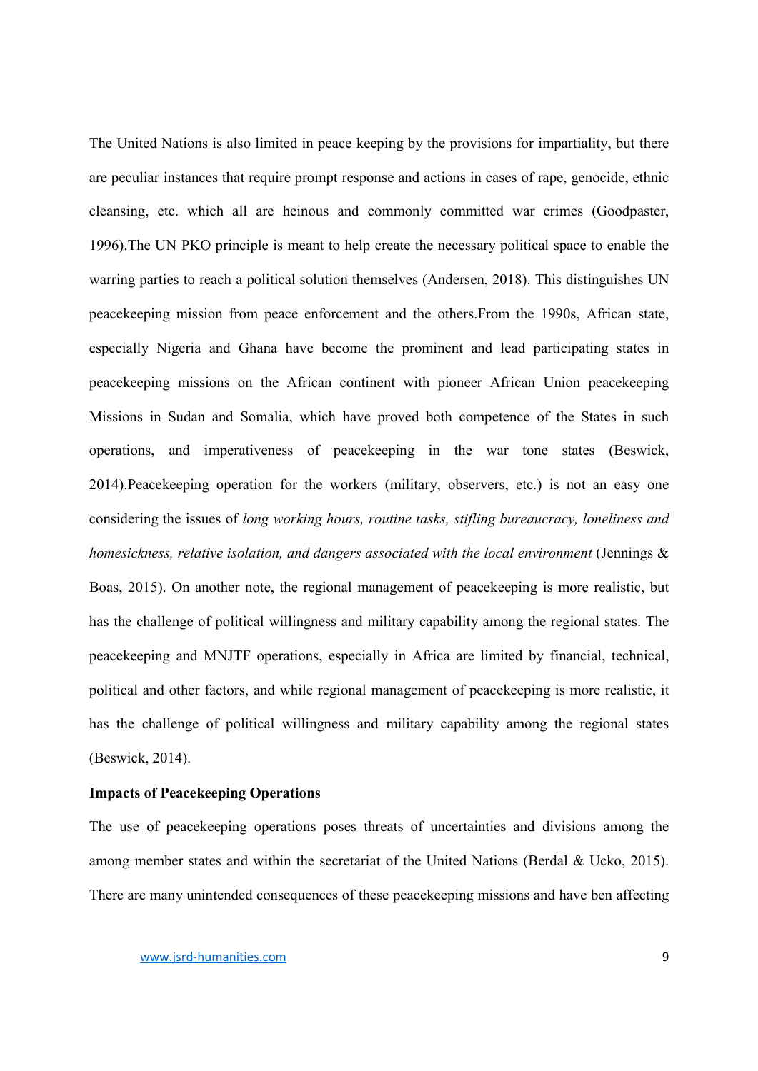The United Nations is also limited in peace keeping by the provisions for impartiality, but there are peculiar instances that require prompt response and actions in cases of rape, genocide, ethnic cleansing, etc. which all are heinous and commonly committed war crimes (Goodpaster, 1996).The UN PKO principle is meant to help create the necessary political space to enable the warring parties to reach a political solution themselves (Andersen, 2018). This distinguishes UN peacekeeping mission from peace enforcement and the others.From the 1990s, African state, especially Nigeria and Ghana have become the prominent and lead participating states in peacekeeping missions on the African continent with pioneer African Union peacekeeping Missions in Sudan and Somalia, which have proved both competence of the States in such operations, and imperativeness of peacekeeping in the war tone states (Beswick, 2014).Peacekeeping operation for the workers (military, observers, etc.) is not an easy one considering the issues of *long working hours, routine tasks, stifling bureaucracy, loneliness and homesickness, relative isolation, and dangers associated with the local environment* (Jennings & Boas, 2015). On another note, the regional management of peacekeeping is more realistic, but has the challenge of political willingness and military capability among the regional states. The peacekeeping and MNJTF operations, especially in Africa are limited by financial, technical, political and other factors, and while regional management of peacekeeping is more realistic, it has the challenge of political willingness and military capability among the regional states (Beswick, 2014).

**Impacts of Peacekeeping Operations**

The use of peacekeeping operations poses threats of uncertainties and divisions among the among member states and within the secretariat of the United Nations (Berdal & Ucko, 2015). There are many unintended consequences of these peacekeeping missions and have ben affecting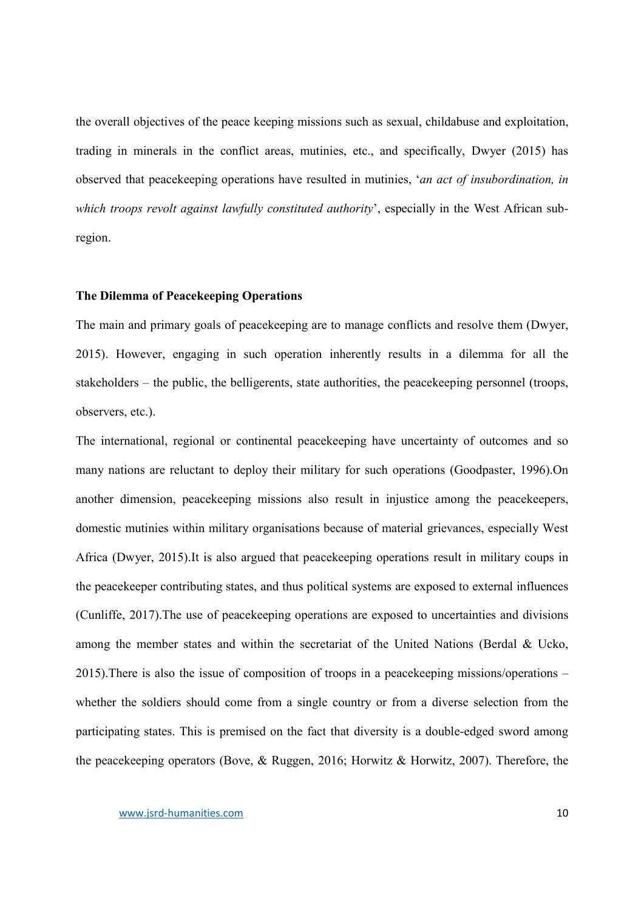the overall objectives of the peace keeping missions such as sexual, childabuse and exploitation, trading in minerals in the conflict areas, mutinies, etc., and specifically, Dwyer (2015) has observed that peacekeeping operations have resulted in mutinies, '*an act of insubordination, in which troops revolt against lawfully constituted authority*', especially in the West African sub-region.

**The Dilemma of Peacekeeping Operations**

The main and primary goals of peacekeeping are to manage conflicts and resolve them (Dwyer, 2015). However, engaging in such operation inherently results in a dilemma for all the stakeholders – the public, the belligerents, state authorities, the peacekeeping personnel (troops, observers, etc.).

The international, regional or continental peacekeeping have uncertainty of outcomes and so many nations are reluctant to deploy their military for such operations (Goodpaster, 1996).On another dimension, peacekeeping missions also result in injustice among the peacekeepers, domestic mutinies within military organisations because of material grievances, especially West Africa (Dwyer, 2015).It is also argued that peacekeeping operations result in military coups in the peacekeeper contributing states, and thus political systems are exposed to external influences (Cunliffe, 2017).The use of peacekeeping operations are exposed to uncertainties and divisions among the member states and within the secretariat of the United Nations (Berdal & Ucko, 2015).There is also the issue of composition of troops in a peacekeeping missions/operations – whether the soldiers should come from a single country or from a diverse selection from the participating states. This is premised on the fact that diversity is a double-edged sword among the peacekeeping operators (Bove, & Ruggen, 2016; Horwitz & Horwitz, 2007). Therefore, the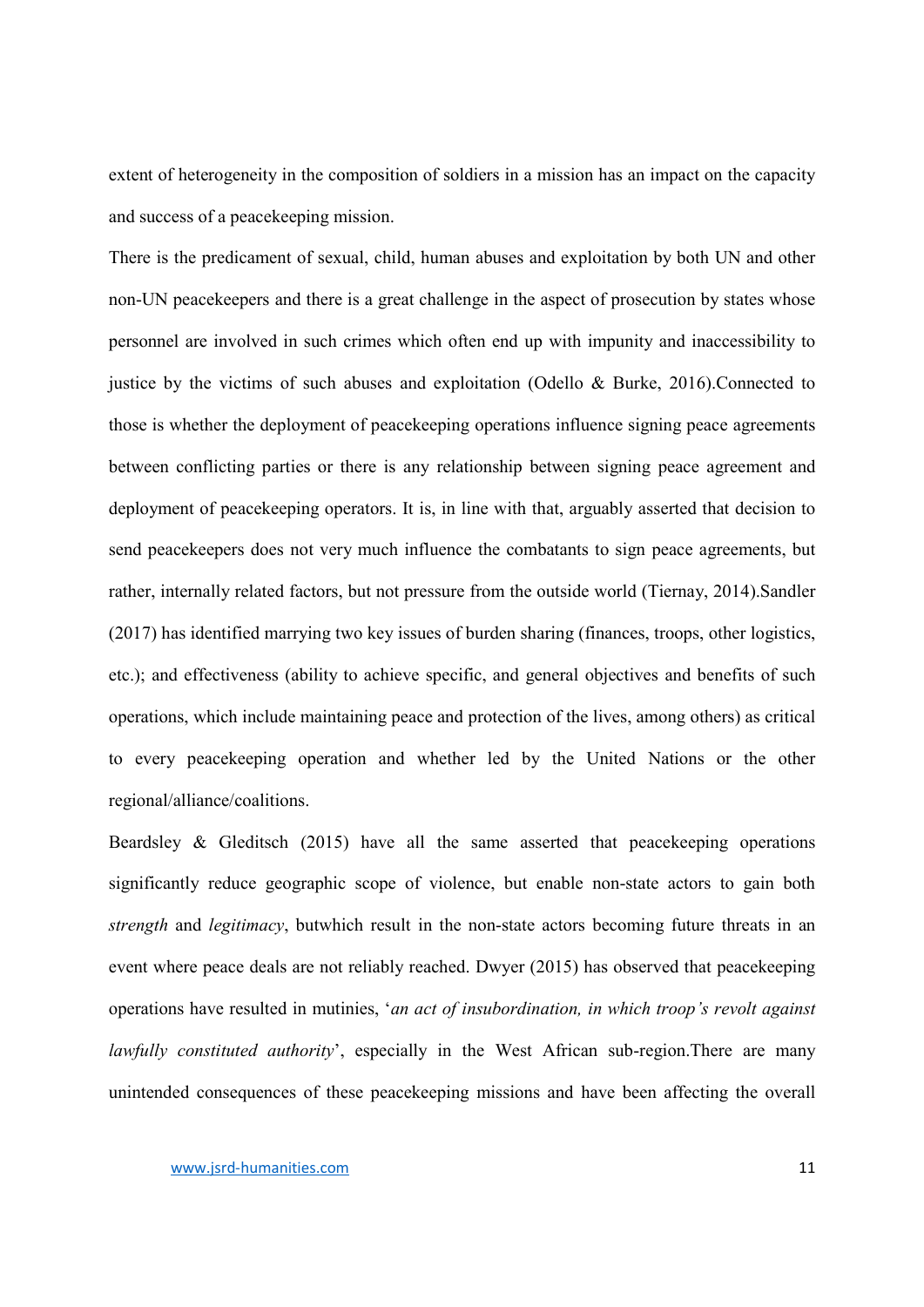extent of heterogeneity in the composition of soldiers in a mission has an impact on the capacity and success of a peacekeeping mission.

There is the predicament of sexual, child, human abuses and exploitation by both UN and other non-UN peacekeepers and there is a great challenge in the aspect of prosecution by states whose personnel are involved in such crimes which often end up with impunity and inaccessibility to justice by the victims of such abuses and exploitation (Odello & Burke, 2016).Connected to those is whether the deployment of peacekeeping operations influence signing peace agreements between conflicting parties or there is any relationship between signing peace agreement and deployment of peacekeeping operators. It is, in line with that, arguably asserted that decision to send peacekeepers does not very much influence the combatants to sign peace agreements, but rather, internally related factors, but not pressure from the outside world (Tiernay, 2014).Sandler (2017) has identified marrying two key issues of burden sharing (finances, troops, other logistics, etc.); and effectiveness (ability to achieve specific, and general objectives and benefits of such operations, which include maintaining peace and protection of the lives, among others) as critical to every peacekeeping operation and whether led by the United Nations or the other regional/alliance/coalitions.

Beardsley & Gleditsch (2015) have all the same asserted that peacekeeping operations significantly reduce geographic scope of violence, but enable non-state actors to gain both *strength* and *legitimacy*, butwhich result in the non-state actors becoming future threats in an event where peace deals are not reliably reached. Dwyer (2015) has observed that peacekeeping operations have resulted in mutinies, '*an act of insubordination, in which troop's revolt against lawfully constituted authority*', especially in the West African sub-region.There are many unintended consequences of these peacekeeping missions and have been affecting the overall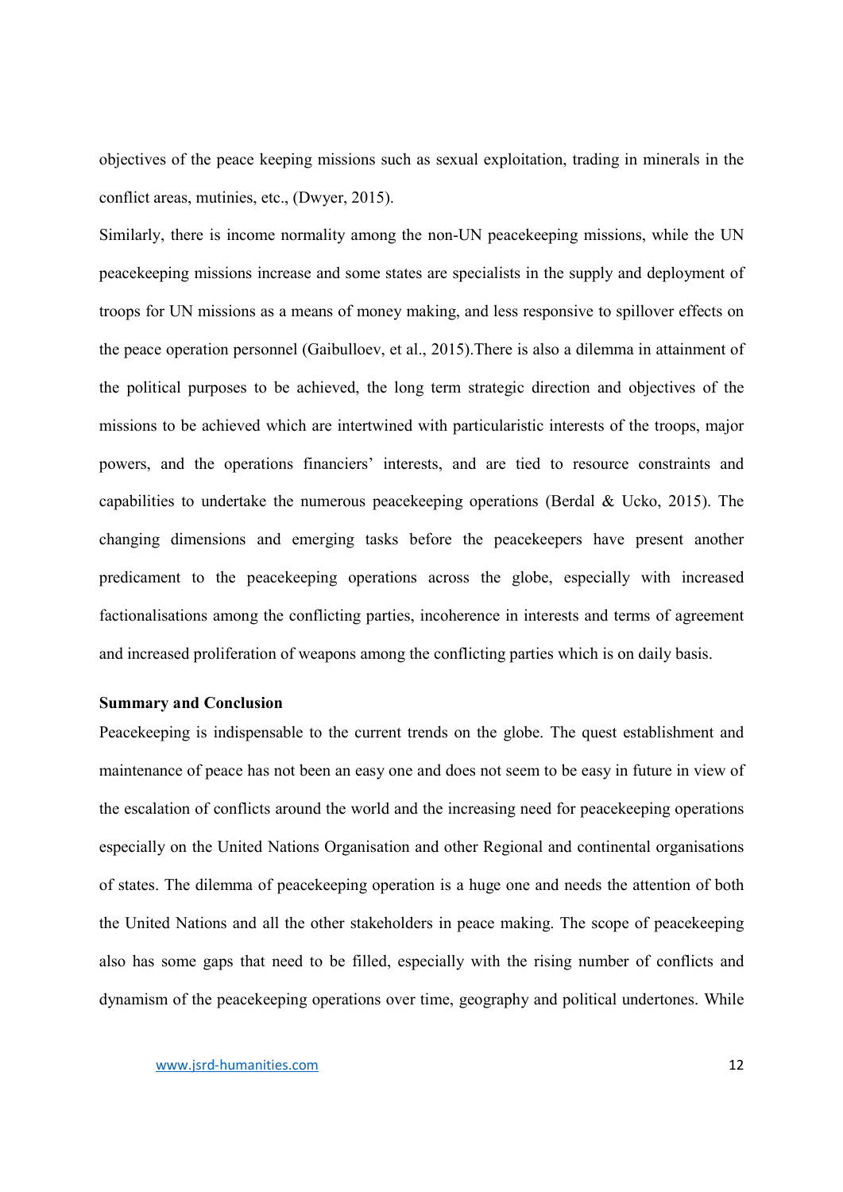objectives of the peace keeping missions such as sexual exploitation, trading in minerals in the conflict areas, mutinies, etc., (Dwyer, 2015).

Similarly, there is income normality among the non-UN peacekeeping missions, while the UN peacekeeping missions increase and some states are specialists in the supply and deployment of troops for UN missions as a means of money making, and less responsive to spillover effects on the peace operation personnel (Gaibulloev, et al., 2015).There is also a dilemma in attainment of the political purposes to be achieved, the long term strategic direction and objectives of the missions to be achieved which are intertwined with particularistic interests of the troops, major powers, and the operations financiers' interests, and are tied to resource constraints and capabilities to undertake the numerous peacekeeping operations (Berdal & Ucko, 2015). The changing dimensions and emerging tasks before the peacekeepers have present another predicament to the peacekeeping operations across the globe, especially with increased factionalisations among the conflicting parties, incoherence in interests and terms of agreement and increased proliferation of weapons among the conflicting parties which is on daily basis.

**Summary and Conclusion**

Peacekeeping is indispensable to the current trends on the globe. The quest establishment and maintenance of peace has not been an easy one and does not seem to be easy in future in view of the escalation of conflicts around the world and the increasing need for peacekeeping operations especially on the United Nations Organisation and other Regional and continental organisations of states. The dilemma of peacekeeping operation is a huge one and needs the attention of both the United Nations and all the other stakeholders in peace making. The scope of peacekeeping also has some gaps that need to be filled, especially with the rising number of conflicts and dynamism of the peacekeeping operations over time, geography and political undertones. While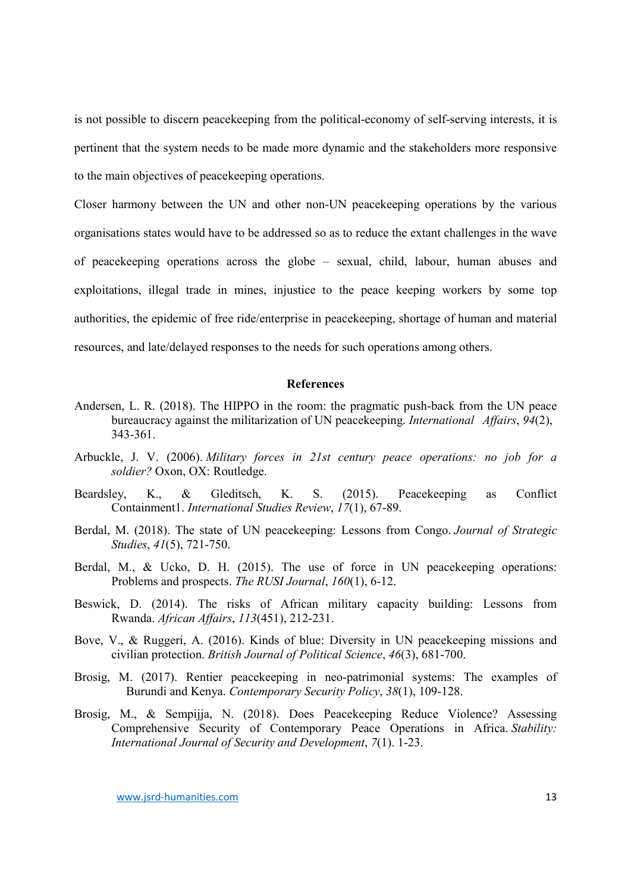is not possible to discern peacekeeping from the political-economy of self-serving interests, it is pertinent that the system needs to be made more dynamic and the stakeholders more responsive to the main objectives of peacekeeping operations.

Closer harmony between the UN and other non-UN peacekeeping operations by the various organisations states would have to be addressed so as to reduce the extant challenges in the wave of peacekeeping operations across the globe – sexual, child, labour, human abuses and exploitations, illegal trade in mines, injustice to the peace keeping workers by some top authorities, the epidemic of free ride/enterprise in peacekeeping, shortage of human and material resources, and late/delayed responses to the needs for such operations among others.

## References

Andersen, L. R. (2018). The HIPPO in the room: the pragmatic push-back from the UN peace bureaucracy against the militarization of UN peacekeeping. *International Affairs*, *94*(2), 343-361.

Arbuckle, J. V. (2006). *Military forces in 21st century peace operations: no job for a soldier?* Oxon, OX: Routledge.

Beardsley, K., & Gleditsch, K. S. (2015). Peacekeeping as Conflict Containment1. *International Studies Review*, *17*(1), 67-89.

Berdal, M. (2018). The state of UN peacekeeping: Lessons from Congo. *Journal of Strategic Studies*, *41*(5), 721-750.

Berdal, M., & Ucko, D. H. (2015). The use of force in UN peacekeeping operations: Problems and prospects. *The RUSI Journal*, *160*(1), 6-12.

Beswick, D. (2014). The risks of African military capacity building: Lessons from Rwanda. *African Affairs*, *113*(451), 212-231.

Bove, V., & Ruggeri, A. (2016). Kinds of blue: Diversity in UN peacekeeping missions and civilian protection. *British Journal of Political Science*, *46*(3), 681-700.

Brosig, M. (2017). Rentier peacekeeping in neo-patrimonial systems: The examples of Burundi and Kenya. *Contemporary Security Policy*, *38*(1), 109-128.

Brosig, M., & Sempijja, N. (2018). Does Peacekeeping Reduce Violence? Assessing Comprehensive Security of Contemporary Peace Operations in Africa. *Stability: International Journal of Security and Development*, *7*(1). 1-23.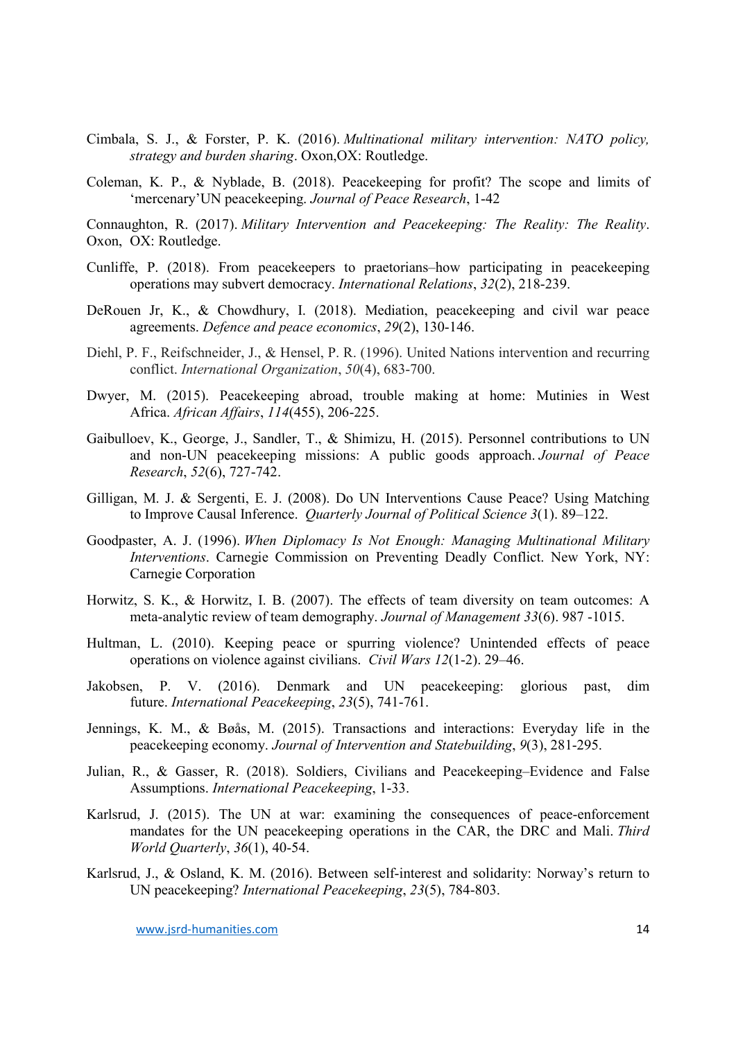Cimbala, S. J., & Forster, P. K. (2016). *Multinational military intervention: NATO policy, strategy and burden sharing*. Oxon,OX: Routledge.

Coleman, K. P., & Nyblade, B. (2018). Peacekeeping for profit? The scope and limits of 'mercenary'UN peacekeeping. *Journal of Peace Research*, 1-42

Connaughton, R. (2017). *Military Intervention and Peacekeeping: The Reality: The Reality*. Oxon, OX: Routledge.

Cunliffe, P. (2018). From peacekeepers to praetorians–how participating in peacekeeping operations may subvert democracy. *International Relations*, *32*(2), 218-239.

DeRouen Jr, K., & Chowdhury, I. (2018). Mediation, peacekeeping and civil war peace agreements. *Defence and peace economics*, *29*(2), 130-146.

Diehl, P. F., Reifschneider, J., & Hensel, P. R. (1996). United Nations intervention and recurring conflict. *International Organization*, *50*(4), 683-700.

Dwyer, M. (2015). Peacekeeping abroad, trouble making at home: Mutinies in West Africa. *African Affairs*, *114*(455), 206-225.

Gaibulloev, K., George, J., Sandler, T., & Shimizu, H. (2015). Personnel contributions to UN and non-UN peacekeeping missions: A public goods approach. *Journal of Peace Research*, *52*(6), 727-742.

Gilligan, M. J. & Sergenti, E. J. (2008). Do UN Interventions Cause Peace? Using Matching to Improve Causal Inference. *Quarterly Journal of Political Science 3*(1). 89–122.

Goodpaster, A. J. (1996). *When Diplomacy Is Not Enough: Managing Multinational Military Interventions*. Carnegie Commission on Preventing Deadly Conflict. New York, NY: Carnegie Corporation

Horwitz, S. K., & Horwitz, I. B. (2007). The effects of team diversity on team outcomes: A meta-analytic review of team demography. *Journal of Management 33*(6). 987 -1015.

Hultman, L. (2010). Keeping peace or spurring violence? Unintended effects of peace operations on violence against civilians. *Civil Wars 12*(1-2). 29–46.

Jakobsen, P. V. (2016). Denmark and UN peacekeeping: glorious past, dim future. *International Peacekeeping*, *23*(5), 741-761.

Jennings, K. M., & Bøås, M. (2015). Transactions and interactions: Everyday life in the peacekeeping economy. *Journal of Intervention and Statebuilding*, *9*(3), 281-295.

Julian, R., & Gasser, R. (2018). Soldiers, Civilians and Peacekeeping–Evidence and False Assumptions. *International Peacekeeping*, 1-33.

Karlsrud, J. (2015). The UN at war: examining the consequences of peace-enforcement mandates for the UN peacekeeping operations in the CAR, the DRC and Mali. *Third World Quarterly*, *36*(1), 40-54.

Karlsrud, J., & Osland, K. M. (2016). Between self-interest and solidarity: Norway's return to UN peacekeeping? *International Peacekeeping*, *23*(5), 784-803.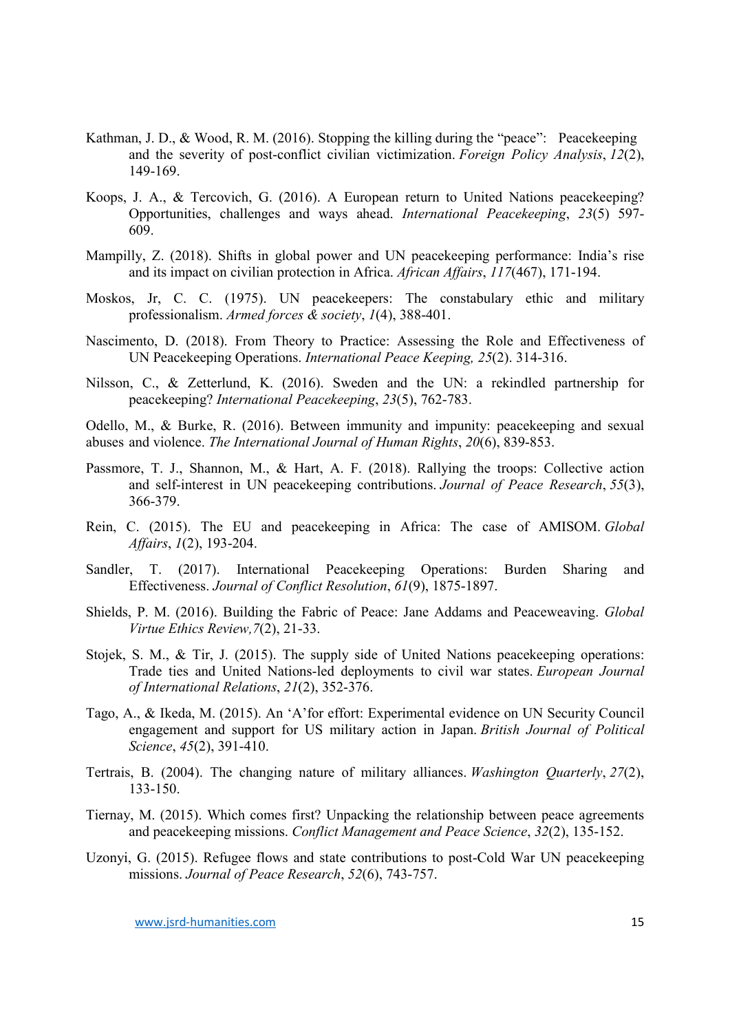Kathman, J. D., & Wood, R. M. (2016). Stopping the killing during the "peace": Peacekeeping and the severity of post-conflict civilian victimization. *Foreign Policy Analysis*, *12*(2), 149-169.

Koops, J. A., & Tercovich, G. (2016). A European return to United Nations peacekeeping? Opportunities, challenges and ways ahead. *International Peacekeeping*, *23*(5) 597-609.

Mampilly, Z. (2018). Shifts in global power and UN peacekeeping performance: India's rise and its impact on civilian protection in Africa. *African Affairs*, *117*(467), 171-194.

Moskos, Jr, C. C. (1975). UN peacekeepers: The constabulary ethic and military professionalism. *Armed forces & society*, *1*(4), 388-401.

Nascimento, D. (2018). From Theory to Practice: Assessing the Role and Effectiveness of UN Peacekeeping Operations. *International Peace Keeping, 25*(2). 314-316.

Nilsson, C., & Zetterlund, K. (2016). Sweden and the UN: a rekindled partnership for peacekeeping? *International Peacekeeping*, *23*(5), 762-783.

Odello, M., & Burke, R. (2016). Between immunity and impunity: peacekeeping and sexual abuses and violence. *The International Journal of Human Rights*, *20*(6), 839-853.

Passmore, T. J., Shannon, M., & Hart, A. F. (2018). Rallying the troops: Collective action and self-interest in UN peacekeeping contributions. *Journal of Peace Research*, *55*(3), 366-379.

Rein, C. (2015). The EU and peacekeeping in Africa: The case of AMISOM. *Global Affairs*, *1*(2), 193-204.

Sandler, T. (2017). International Peacekeeping Operations: Burden Sharing and Effectiveness. *Journal of Conflict Resolution*, *61*(9), 1875-1897.

Shields, P. M. (2016). Building the Fabric of Peace: Jane Addams and Peaceweaving. *Global Virtue Ethics Review,7*(2), 21-33.

Stojek, S. M., & Tir, J. (2015). The supply side of United Nations peacekeeping operations: Trade ties and United Nations-led deployments to civil war states. *European Journal of International Relations*, *21*(2), 352-376.

Tago, A., & Ikeda, M. (2015). An 'A'for effort: Experimental evidence on UN Security Council engagement and support for US military action in Japan. *British Journal of Political Science*, *45*(2), 391-410.

Tertrais, B. (2004). The changing nature of military alliances. *Washington Quarterly*, *27*(2), 133-150.

Tiernay, M. (2015). Which comes first? Unpacking the relationship between peace agreements and peacekeeping missions. *Conflict Management and Peace Science*, *32*(2), 135-152.

Uzonyi, G. (2015). Refugee flows and state contributions to post-Cold War UN peacekeeping missions. *Journal of Peace Research*, *52*(6), 743-757.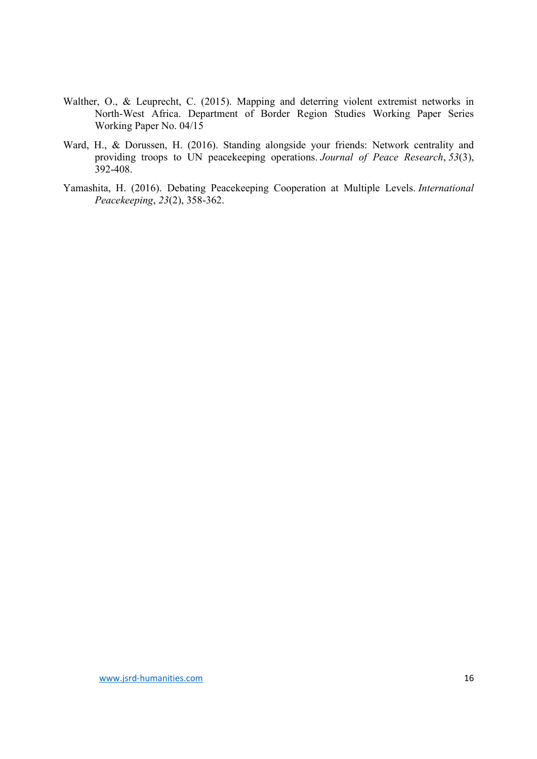Walther, O., & Leuprecht, C. (2015). Mapping and deterring violent extremist networks in North-West Africa. Department of Border Region Studies Working Paper Series Working Paper No. 04/15

Ward, H., & Dorussen, H. (2016). Standing alongside your friends: Network centrality and providing troops to UN peacekeeping operations. *Journal of Peace Research*, *53*(3), 392-408.

Yamashita, H. (2016). Debating Peacekeeping Cooperation at Multiple Levels. *International Peacekeeping*, *23*(2), 358-362.